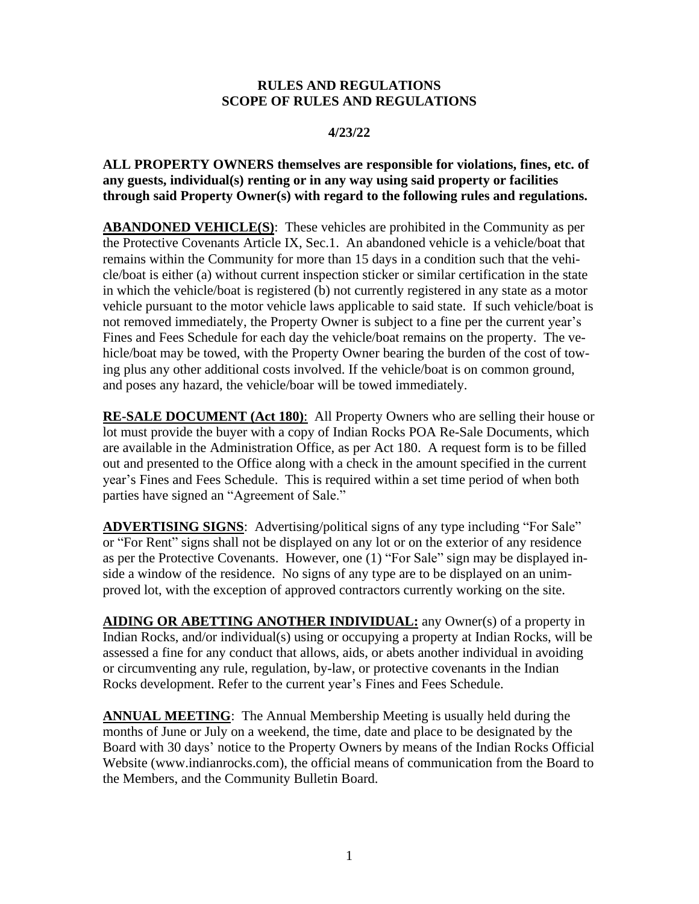# RULES AND REGULATIONS
# SCOPE OF RULES AND REGULATIONS

**4/23/22**

**ALL PROPERTY OWNERS themselves are responsible for violations, fines, etc. of any guests, individual(s) renting or in any way using said property or facilities through said Property Owner(s) with regard to the following rules and regulations.**

**ABANDONED VEHICLE(S)**: These vehicles are prohibited in the Community as per the Protective Covenants Article IX, Sec.1. An abandoned vehicle is a vehicle/boat that remains within the Community for more than 15 days in a condition such that the vehicle/boat is either (a) without current inspection sticker or similar certification in the state in which the vehicle/boat is registered (b) not currently registered in any state as a motor vehicle pursuant to the motor vehicle laws applicable to said state. If such vehicle/boat is not removed immediately, the Property Owner is subject to a fine per the current year's Fines and Fees Schedule for each day the vehicle/boat remains on the property. The vehicle/boat may be towed, with the Property Owner bearing the burden of the cost of towing plus any other additional costs involved. If the vehicle/boat is on common ground, and poses any hazard, the vehicle/boar will be towed immediately.

**RE-SALE DOCUMENT (Act 180)**: All Property Owners who are selling their house or lot must provide the buyer with a copy of Indian Rocks POA Re-Sale Documents, which are available in the Administration Office, as per Act 180. A request form is to be filled out and presented to the Office along with a check in the amount specified in the current year's Fines and Fees Schedule. This is required within a set time period of when both parties have signed an "Agreement of Sale."

**ADVERTISING SIGNS**: Advertising/political signs of any type including "For Sale" or "For Rent" signs shall not be displayed on any lot or on the exterior of any residence as per the Protective Covenants. However, one (1) "For Sale" sign may be displayed inside a window of the residence. No signs of any type are to be displayed on an unimproved lot, with the exception of approved contractors currently working on the site.

**AIDING OR ABETTING ANOTHER INDIVIDUAL:** any Owner(s) of a property in Indian Rocks, and/or individual(s) using or occupying a property at Indian Rocks, will be assessed a fine for any conduct that allows, aids, or abets another individual in avoiding or circumventing any rule, regulation, by-law, or protective covenants in the Indian Rocks development. Refer to the current year's Fines and Fees Schedule.

**ANNUAL MEETING**: The Annual Membership Meeting is usually held during the months of June or July on a weekend, the time, date and place to be designated by the Board with 30 days' notice to the Property Owners by means of the Indian Rocks Official Website (www.indianrocks.com), the official means of communication from the Board to the Members, and the Community Bulletin Board.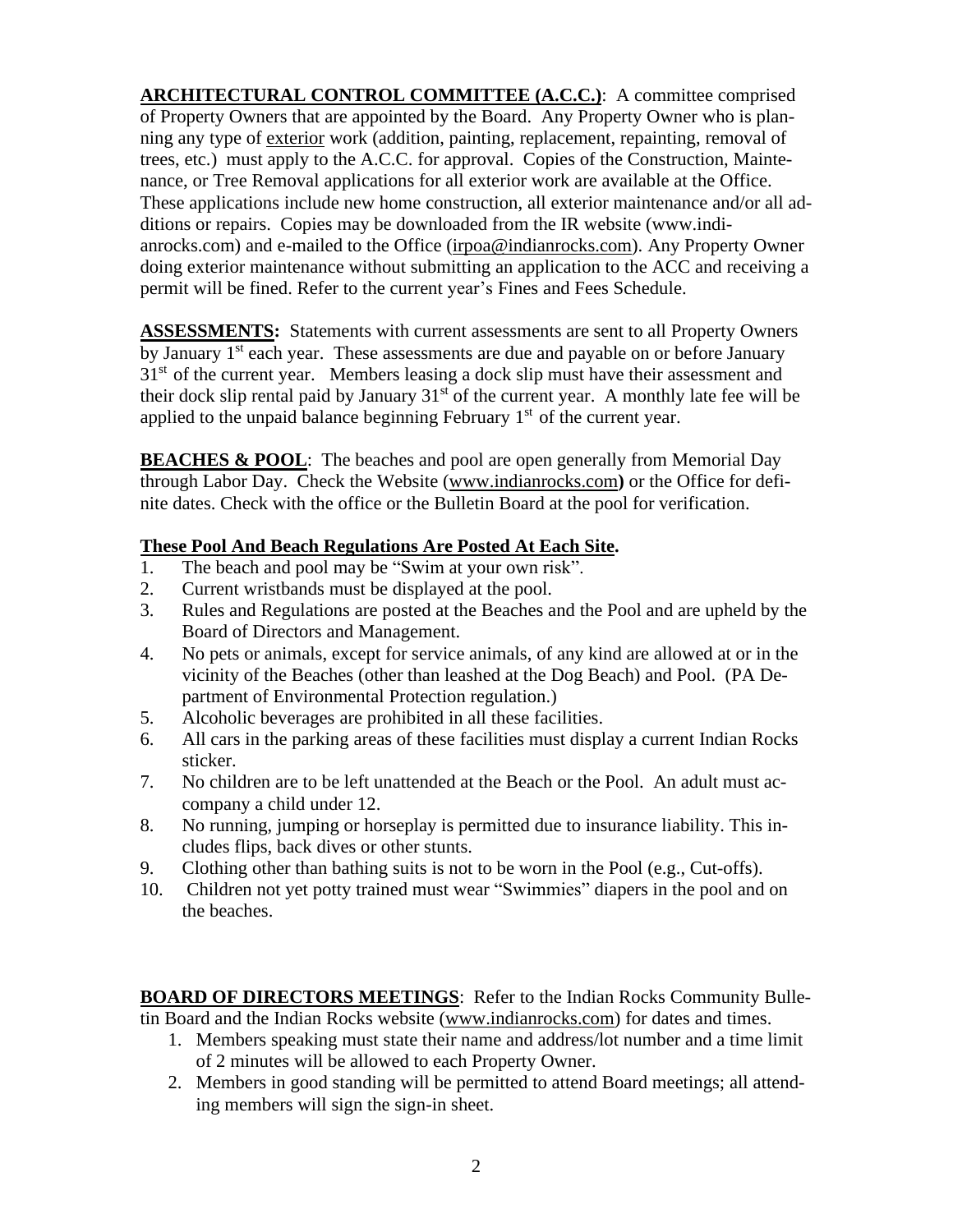**ARCHITECTURAL CONTROL COMMITTEE (A.C.C.)**: A committee comprised of Property Owners that are appointed by the Board. Any Property Owner who is planning any type of exterior work (addition, painting, replacement, repainting, removal of trees, etc.) must apply to the A.C.C. for approval. Copies of the Construction, Maintenance, or Tree Removal applications for all exterior work are available at the Office. These applications include new home construction, all exterior maintenance and/or all additions or repairs. Copies may be downloaded from the IR website (www.indianrocks.com) and e-mailed to the Office (irpoa@indianrocks.com). Any Property Owner doing exterior maintenance without submitting an application to the ACC and receiving a permit will be fined. Refer to the current year's Fines and Fees Schedule.

**ASSESSMENTS:** Statements with current assessments are sent to all Property Owners by January 1st each year. These assessments are due and payable on or before January 31st of the current year. Members leasing a dock slip must have their assessment and their dock slip rental paid by January 31st of the current year. A monthly late fee will be applied to the unpaid balance beginning February 1st of the current year.

**BEACHES & POOL**: The beaches and pool are open generally from Memorial Day through Labor Day. Check the Website (www.indianrocks.com**)** or the Office for definite dates. Check with the office or the Bulletin Board at the pool for verification.

**These Pool And Beach Regulations Are Posted At Each Site.**

1. The beach and pool may be "Swim at your own risk".
2. Current wristbands must be displayed at the pool.
3. Rules and Regulations are posted at the Beaches and the Pool and are upheld by the Board of Directors and Management.
4. No pets or animals, except for service animals, of any kind are allowed at or in the vicinity of the Beaches (other than leashed at the Dog Beach) and Pool. (PA Department of Environmental Protection regulation.)
5. Alcoholic beverages are prohibited in all these facilities.
6. All cars in the parking areas of these facilities must display a current Indian Rocks sticker.
7. No children are to be left unattended at the Beach or the Pool. An adult must accompany a child under 12.
8. No running, jumping or horseplay is permitted due to insurance liability. This includes flips, back dives or other stunts.
9. Clothing other than bathing suits is not to be worn in the Pool (e.g., Cut-offs).
10. Children not yet potty trained must wear "Swimmies" diapers in the pool and on the beaches.

**BOARD OF DIRECTORS MEETINGS**: Refer to the Indian Rocks Community Bulletin Board and the Indian Rocks website (www.indianrocks.com) for dates and times.

1. Members speaking must state their name and address/lot number and a time limit of 2 minutes will be allowed to each Property Owner.
2. Members in good standing will be permitted to attend Board meetings; all attending members will sign the sign-in sheet.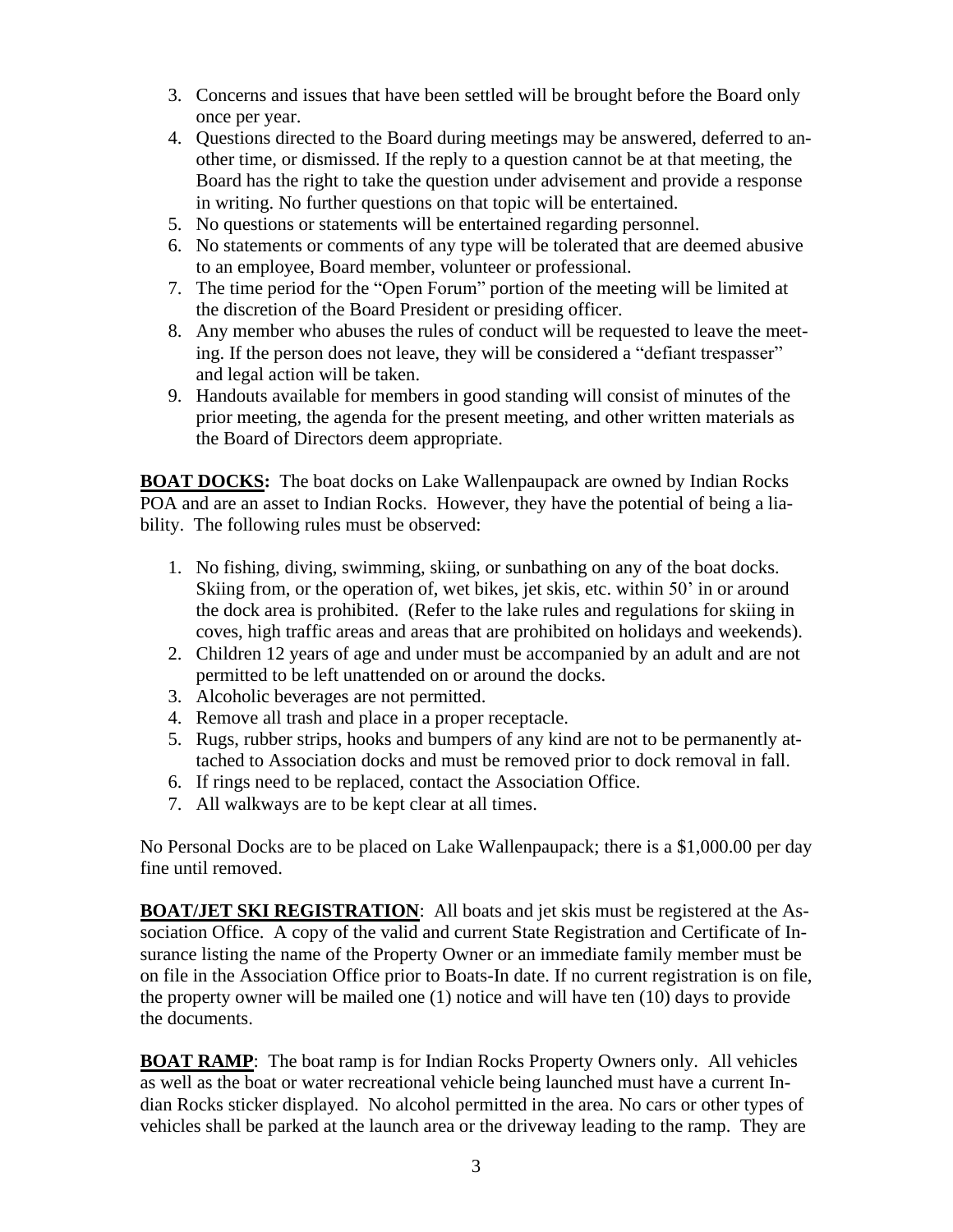3. Concerns and issues that have been settled will be brought before the Board only once per year.
4. Questions directed to the Board during meetings may be answered, deferred to another time, or dismissed. If the reply to a question cannot be at that meeting, the Board has the right to take the question under advisement and provide a response in writing. No further questions on that topic will be entertained.
5. No questions or statements will be entertained regarding personnel.
6. No statements or comments of any type will be tolerated that are deemed abusive to an employee, Board member, volunteer or professional.
7. The time period for the "Open Forum" portion of the meeting will be limited at the discretion of the Board President or presiding officer.
8. Any member who abuses the rules of conduct will be requested to leave the meeting. If the person does not leave, they will be considered a "defiant trespasser" and legal action will be taken.
9. Handouts available for members in good standing will consist of minutes of the prior meeting, the agenda for the present meeting, and other written materials as the Board of Directors deem appropriate.

**BOAT DOCKS:** The boat docks on Lake Wallenpaupack are owned by Indian Rocks POA and are an asset to Indian Rocks. However, they have the potential of being a liability. The following rules must be observed:

1. No fishing, diving, swimming, skiing, or sunbathing on any of the boat docks. Skiing from, or the operation of, wet bikes, jet skis, etc. within 50' in or around the dock area is prohibited. (Refer to the lake rules and regulations for skiing in coves, high traffic areas and areas that are prohibited on holidays and weekends).
2. Children 12 years of age and under must be accompanied by an adult and are not permitted to be left unattended on or around the docks.
3. Alcoholic beverages are not permitted.
4. Remove all trash and place in a proper receptacle.
5. Rugs, rubber strips, hooks and bumpers of any kind are not to be permanently attached to Association docks and must be removed prior to dock removal in fall.
6. If rings need to be replaced, contact the Association Office.
7. All walkways are to be kept clear at all times.

No Personal Docks are to be placed on Lake Wallenpaupack; there is a $1,000.00 per day fine until removed.

**BOAT/JET SKI REGISTRATION**: All boats and jet skis must be registered at the Association Office. A copy of the valid and current State Registration and Certificate of Insurance listing the name of the Property Owner or an immediate family member must be on file in the Association Office prior to Boats-In date. If no current registration is on file, the property owner will be mailed one (1) notice and will have ten (10) days to provide the documents.

**BOAT RAMP**: The boat ramp is for Indian Rocks Property Owners only. All vehicles as well as the boat or water recreational vehicle being launched must have a current Indian Rocks sticker displayed. No alcohol permitted in the area. No cars or other types of vehicles shall be parked at the launch area or the driveway leading to the ramp. They are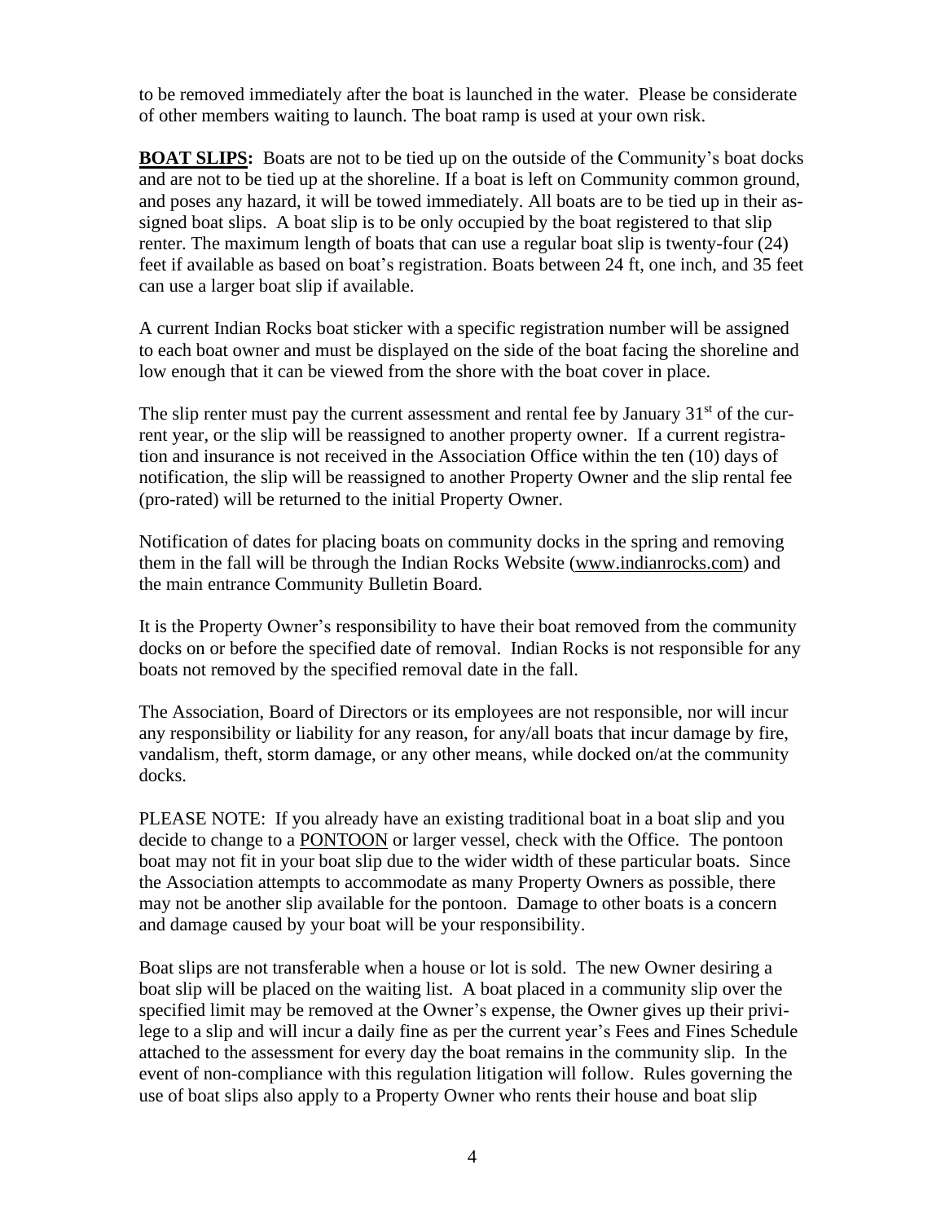to be removed immediately after the boat is launched in the water. Please be considerate of other members waiting to launch. The boat ramp is used at your own risk.

**BOAT SLIPS:** Boats are not to be tied up on the outside of the Community's boat docks and are not to be tied up at the shoreline. If a boat is left on Community common ground, and poses any hazard, it will be towed immediately. All boats are to be tied up in their assigned boat slips. A boat slip is to be only occupied by the boat registered to that slip renter. The maximum length of boats that can use a regular boat slip is twenty-four (24) feet if available as based on boat's registration. Boats between 24 ft, one inch, and 35 feet can use a larger boat slip if available.

A current Indian Rocks boat sticker with a specific registration number will be assigned to each boat owner and must be displayed on the side of the boat facing the shoreline and low enough that it can be viewed from the shore with the boat cover in place.

The slip renter must pay the current assessment and rental fee by January 31st of the current year, or the slip will be reassigned to another property owner. If a current registration and insurance is not received in the Association Office within the ten (10) days of notification, the slip will be reassigned to another Property Owner and the slip rental fee (pro-rated) will be returned to the initial Property Owner.

Notification of dates for placing boats on community docks in the spring and removing them in the fall will be through the Indian Rocks Website (www.indianrocks.com) and the main entrance Community Bulletin Board.

It is the Property Owner's responsibility to have their boat removed from the community docks on or before the specified date of removal. Indian Rocks is not responsible for any boats not removed by the specified removal date in the fall.

The Association, Board of Directors or its employees are not responsible, nor will incur any responsibility or liability for any reason, for any/all boats that incur damage by fire, vandalism, theft, storm damage, or any other means, while docked on/at the community docks.

PLEASE NOTE: If you already have an existing traditional boat in a boat slip and you decide to change to a PONTOON or larger vessel, check with the Office. The pontoon boat may not fit in your boat slip due to the wider width of these particular boats. Since the Association attempts to accommodate as many Property Owners as possible, there may not be another slip available for the pontoon. Damage to other boats is a concern and damage caused by your boat will be your responsibility.

Boat slips are not transferable when a house or lot is sold. The new Owner desiring a boat slip will be placed on the waiting list. A boat placed in a community slip over the specified limit may be removed at the Owner's expense, the Owner gives up their privilege to a slip and will incur a daily fine as per the current year's Fees and Fines Schedule attached to the assessment for every day the boat remains in the community slip. In the event of non-compliance with this regulation litigation will follow. Rules governing the use of boat slips also apply to a Property Owner who rents their house and boat slip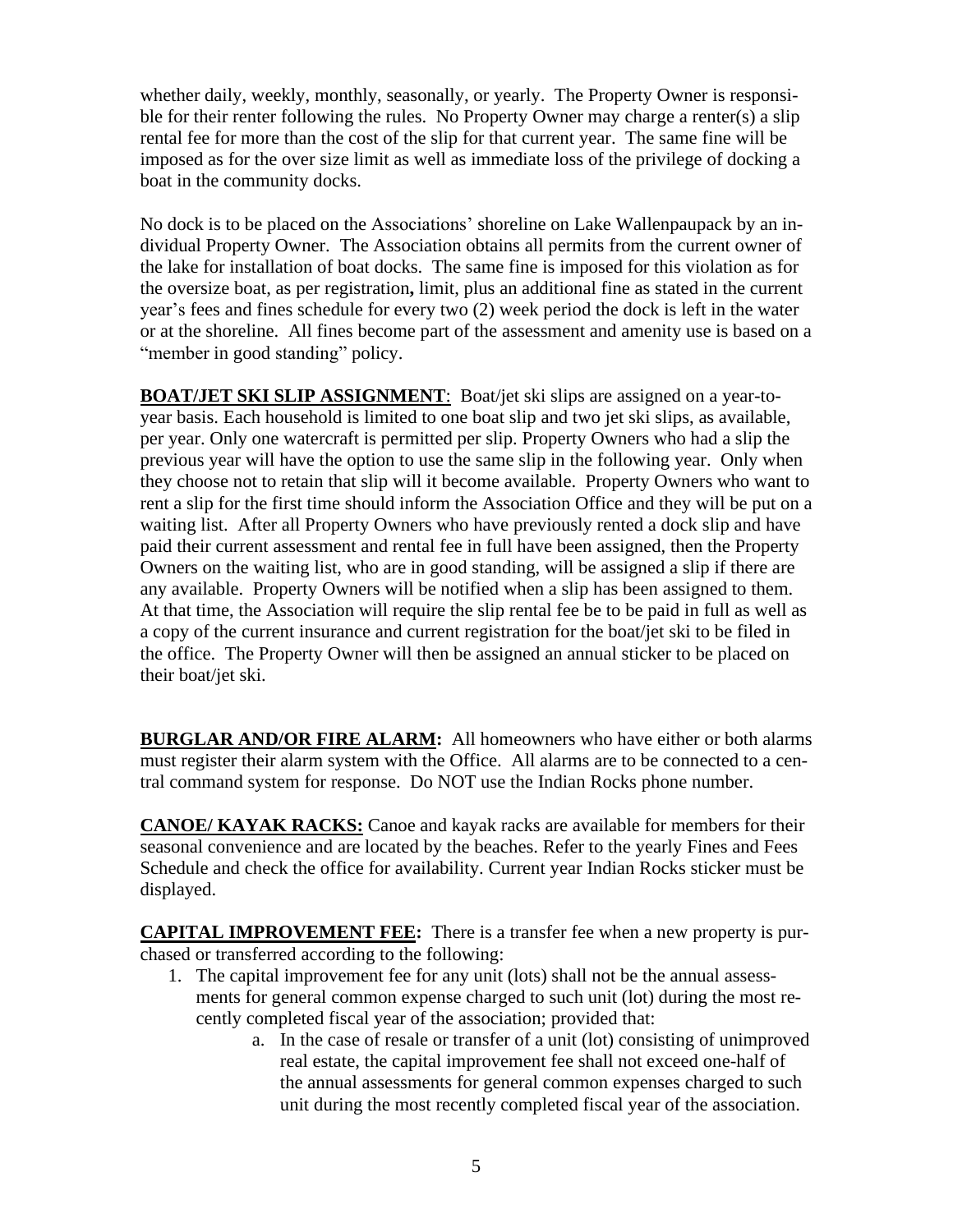whether daily, weekly, monthly, seasonally, or yearly. The Property Owner is responsible for their renter following the rules. No Property Owner may charge a renter(s) a slip rental fee for more than the cost of the slip for that current year. The same fine will be imposed as for the over size limit as well as immediate loss of the privilege of docking a boat in the community docks.

No dock is to be placed on the Associations' shoreline on Lake Wallenpaupack by an individual Property Owner. The Association obtains all permits from the current owner of the lake for installation of boat docks. The same fine is imposed for this violation as for the oversize boat, as per registration**,** limit, plus an additional fine as stated in the current year's fees and fines schedule for every two (2) week period the dock is left in the water or at the shoreline. All fines become part of the assessment and amenity use is based on a "member in good standing" policy.

**BOAT/JET SKI SLIP ASSIGNMENT**: Boat/jet ski slips are assigned on a year-to-year basis. Each household is limited to one boat slip and two jet ski slips, as available, per year. Only one watercraft is permitted per slip. Property Owners who had a slip the previous year will have the option to use the same slip in the following year. Only when they choose not to retain that slip will it become available. Property Owners who want to rent a slip for the first time should inform the Association Office and they will be put on a waiting list. After all Property Owners who have previously rented a dock slip and have paid their current assessment and rental fee in full have been assigned, then the Property Owners on the waiting list, who are in good standing, will be assigned a slip if there are any available. Property Owners will be notified when a slip has been assigned to them. At that time, the Association will require the slip rental fee be to be paid in full as well as a copy of the current insurance and current registration for the boat/jet ski to be filed in the office. The Property Owner will then be assigned an annual sticker to be placed on their boat/jet ski.

**BURGLAR AND/OR FIRE ALARM:** All homeowners who have either or both alarms must register their alarm system with the Office. All alarms are to be connected to a central command system for response. Do NOT use the Indian Rocks phone number.

**CANOE/ KAYAK RACKS:** Canoe and kayak racks are available for members for their seasonal convenience and are located by the beaches. Refer to the yearly Fines and Fees Schedule and check the office for availability. Current year Indian Rocks sticker must be displayed.

**CAPITAL IMPROVEMENT FEE:** There is a transfer fee when a new property is purchased or transferred according to the following:

1. The capital improvement fee for any unit (lots) shall not be the annual assessments for general common expense charged to such unit (lot) during the most recently completed fiscal year of the association; provided that:
    a. In the case of resale or transfer of a unit (lot) consisting of unimproved real estate, the capital improvement fee shall not exceed one-half of the annual assessments for general common expenses charged to such unit during the most recently completed fiscal year of the association.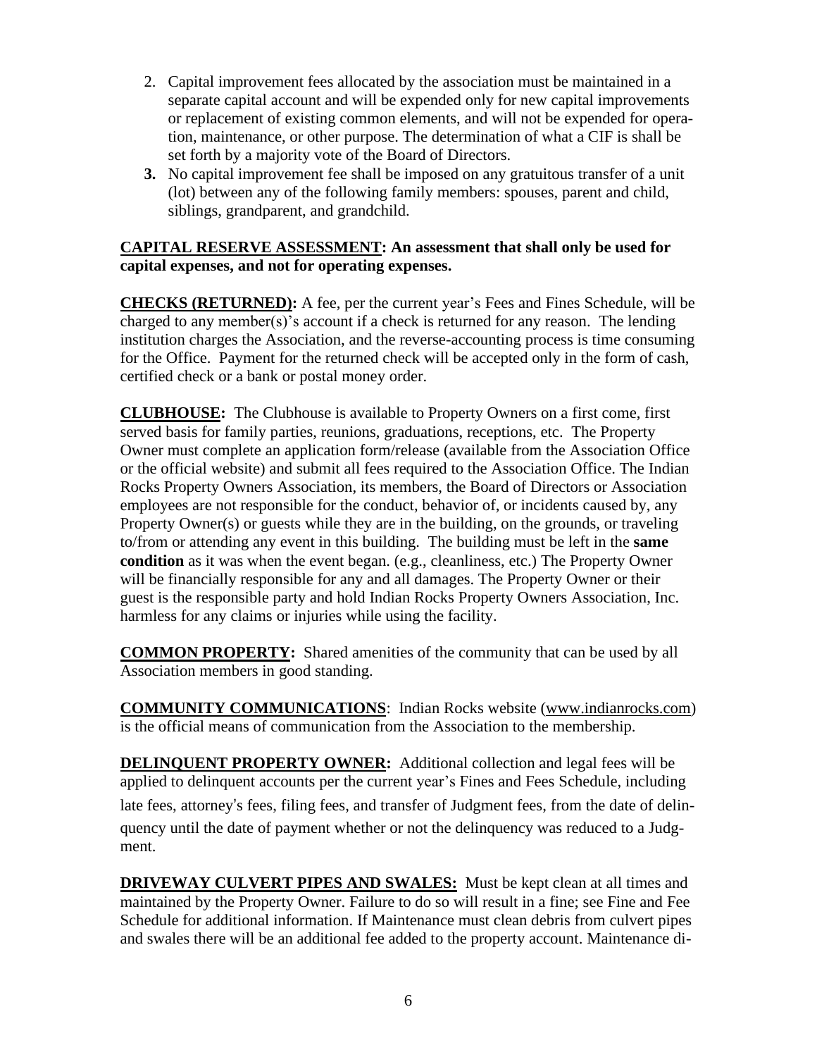2. Capital improvement fees allocated by the association must be maintained in a separate capital account and will be expended only for new capital improvements or replacement of existing common elements, and will not be expended for operation, maintenance, or other purpose. The determination of what a CIF is shall be set forth by a majority vote of the Board of Directors.
3. No capital improvement fee shall be imposed on any gratuitous transfer of a unit (lot) between any of the following family members: spouses, parent and child, siblings, grandparent, and grandchild.

**CAPITAL RESERVE ASSESSMENT: An assessment that shall only be used for capital expenses, and not for operating expenses.**

**CHECKS (RETURNED):** A fee, per the current year's Fees and Fines Schedule, will be charged to any member(s)'s account if a check is returned for any reason. The lending institution charges the Association, and the reverse-accounting process is time consuming for the Office. Payment for the returned check will be accepted only in the form of cash, certified check or a bank or postal money order.

**CLUBHOUSE:** The Clubhouse is available to Property Owners on a first come, first served basis for family parties, reunions, graduations, receptions, etc. The Property Owner must complete an application form/release (available from the Association Office or the official website) and submit all fees required to the Association Office. The Indian Rocks Property Owners Association, its members, the Board of Directors or Association employees are not responsible for the conduct, behavior of, or incidents caused by, any Property Owner(s) or guests while they are in the building, on the grounds, or traveling to/from or attending any event in this building. The building must be left in the **same condition** as it was when the event began. (e.g., cleanliness, etc.) The Property Owner will be financially responsible for any and all damages. The Property Owner or their guest is the responsible party and hold Indian Rocks Property Owners Association, Inc. harmless for any claims or injuries while using the facility.

**COMMON PROPERTY:** Shared amenities of the community that can be used by all Association members in good standing.

**COMMUNITY COMMUNICATIONS**: Indian Rocks website (www.indianrocks.com) is the official means of communication from the Association to the membership.

**DELINQUENT PROPERTY OWNER:** Additional collection and legal fees will be applied to delinquent accounts per the current year's Fines and Fees Schedule, including late fees, attorney's fees, filing fees, and transfer of Judgment fees, from the date of delinquency until the date of payment whether or not the delinquency was reduced to a Judgment.

**DRIVEWAY CULVERT PIPES AND SWALES:** Must be kept clean at all times and maintained by the Property Owner. Failure to do so will result in a fine; see Fine and Fee Schedule for additional information. If Maintenance must clean debris from culvert pipes and swales there will be an additional fee added to the property account. Maintenance di-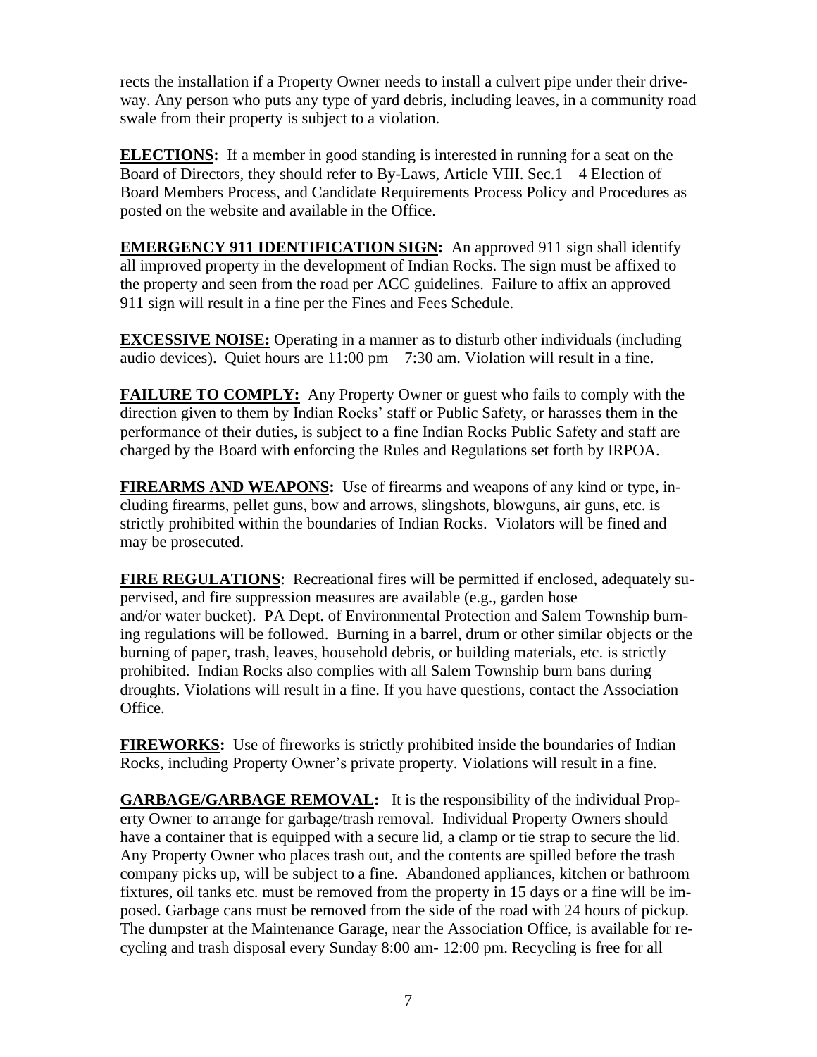rects the installation if a Property Owner needs to install a culvert pipe under their driveway. Any person who puts any type of yard debris, including leaves, in a community road swale from their property is subject to a violation.

**ELECTIONS:** If a member in good standing is interested in running for a seat on the Board of Directors, they should refer to By-Laws, Article VIII. Sec.1 – 4 Election of Board Members Process, and Candidate Requirements Process Policy and Procedures as posted on the website and available in the Office.

**EMERGENCY 911 IDENTIFICATION SIGN:** An approved 911 sign shall identify all improved property in the development of Indian Rocks. The sign must be affixed to the property and seen from the road per ACC guidelines. Failure to affix an approved 911 sign will result in a fine per the Fines and Fees Schedule.

**EXCESSIVE NOISE:** Operating in a manner as to disturb other individuals (including audio devices). Quiet hours are 11:00 pm – 7:30 am. Violation will result in a fine.

**FAILURE TO COMPLY:** Any Property Owner or guest who fails to comply with the direction given to them by Indian Rocks' staff or Public Safety, or harasses them in the performance of their duties, is subject to a fine Indian Rocks Public Safety and staff are charged by the Board with enforcing the Rules and Regulations set forth by IRPOA.

**FIREARMS AND WEAPONS:** Use of firearms and weapons of any kind or type, including firearms, pellet guns, bow and arrows, slingshots, blowguns, air guns, etc. is strictly prohibited within the boundaries of Indian Rocks. Violators will be fined and may be prosecuted.

**FIRE REGULATIONS**: Recreational fires will be permitted if enclosed, adequately supervised, and fire suppression measures are available (e.g., garden hose and/or water bucket). PA Dept. of Environmental Protection and Salem Township burning regulations will be followed. Burning in a barrel, drum or other similar objects or the burning of paper, trash, leaves, household debris, or building materials, etc. is strictly prohibited. Indian Rocks also complies with all Salem Township burn bans during droughts. Violations will result in a fine. If you have questions, contact the Association Office.

**FIREWORKS:** Use of fireworks is strictly prohibited inside the boundaries of Indian Rocks, including Property Owner's private property. Violations will result in a fine.

**GARBAGE/GARBAGE REMOVAL:** It is the responsibility of the individual Property Owner to arrange for garbage/trash removal. Individual Property Owners should have a container that is equipped with a secure lid, a clamp or tie strap to secure the lid. Any Property Owner who places trash out, and the contents are spilled before the trash company picks up, will be subject to a fine. Abandoned appliances, kitchen or bathroom fixtures, oil tanks etc. must be removed from the property in 15 days or a fine will be imposed. Garbage cans must be removed from the side of the road with 24 hours of pickup. The dumpster at the Maintenance Garage, near the Association Office, is available for recycling and trash disposal every Sunday 8:00 am- 12:00 pm. Recycling is free for all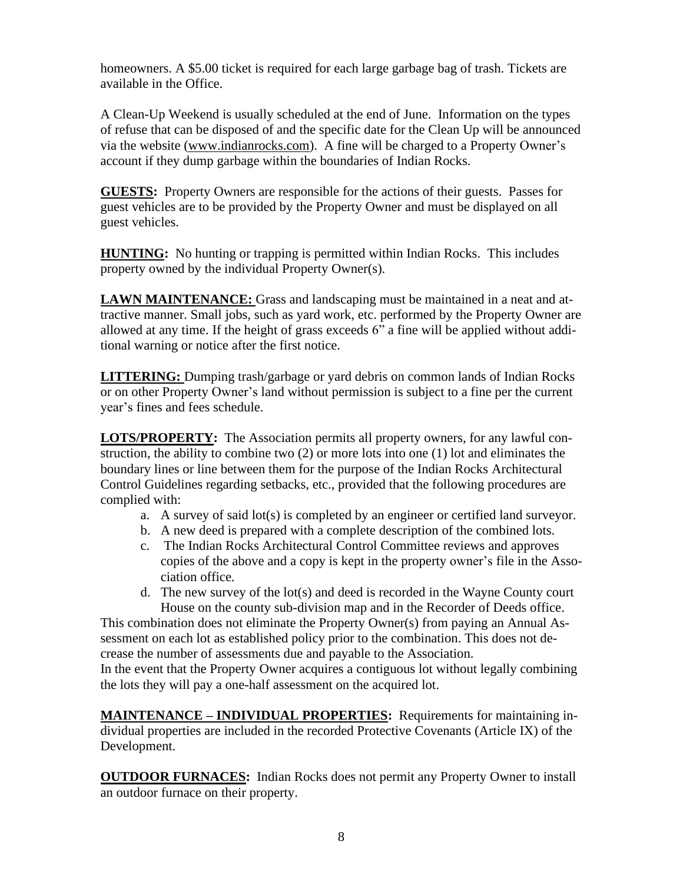homeowners. A $5.00 ticket is required for each large garbage bag of trash. Tickets are available in the Office.

A Clean-Up Weekend is usually scheduled at the end of June. Information on the types of refuse that can be disposed of and the specific date for the Clean Up will be announced via the website (www.indianrocks.com). A fine will be charged to a Property Owner's account if they dump garbage within the boundaries of Indian Rocks.

**GUESTS:** Property Owners are responsible for the actions of their guests. Passes for guest vehicles are to be provided by the Property Owner and must be displayed on all guest vehicles.

**HUNTING:** No hunting or trapping is permitted within Indian Rocks. This includes property owned by the individual Property Owner(s).

**LAWN MAINTENANCE:** Grass and landscaping must be maintained in a neat and attractive manner. Small jobs, such as yard work, etc. performed by the Property Owner are allowed at any time. If the height of grass exceeds 6" a fine will be applied without additional warning or notice after the first notice.

**LITTERING:** Dumping trash/garbage or yard debris on common lands of Indian Rocks or on other Property Owner's land without permission is subject to a fine per the current year's fines and fees schedule.

**LOTS/PROPERTY:** The Association permits all property owners, for any lawful construction, the ability to combine two (2) or more lots into one (1) lot and eliminates the boundary lines or line between them for the purpose of the Indian Rocks Architectural Control Guidelines regarding setbacks, etc., provided that the following procedures are complied with:

a. A survey of said lot(s) is completed by an engineer or certified land surveyor.
b. A new deed is prepared with a complete description of the combined lots.
c. The Indian Rocks Architectural Control Committee reviews and approves copies of the above and a copy is kept in the property owner's file in the Association office.
d. The new survey of the lot(s) and deed is recorded in the Wayne County court House on the county sub-division map and in the Recorder of Deeds office.

This combination does not eliminate the Property Owner(s) from paying an Annual Assessment on each lot as established policy prior to the combination. This does not decrease the number of assessments due and payable to the Association.
In the event that the Property Owner acquires a contiguous lot without legally combining the lots they will pay a one-half assessment on the acquired lot.

**MAINTENANCE – INDIVIDUAL PROPERTIES:** Requirements for maintaining individual properties are included in the recorded Protective Covenants (Article IX) of the Development.

**OUTDOOR FURNACES:** Indian Rocks does not permit any Property Owner to install an outdoor furnace on their property.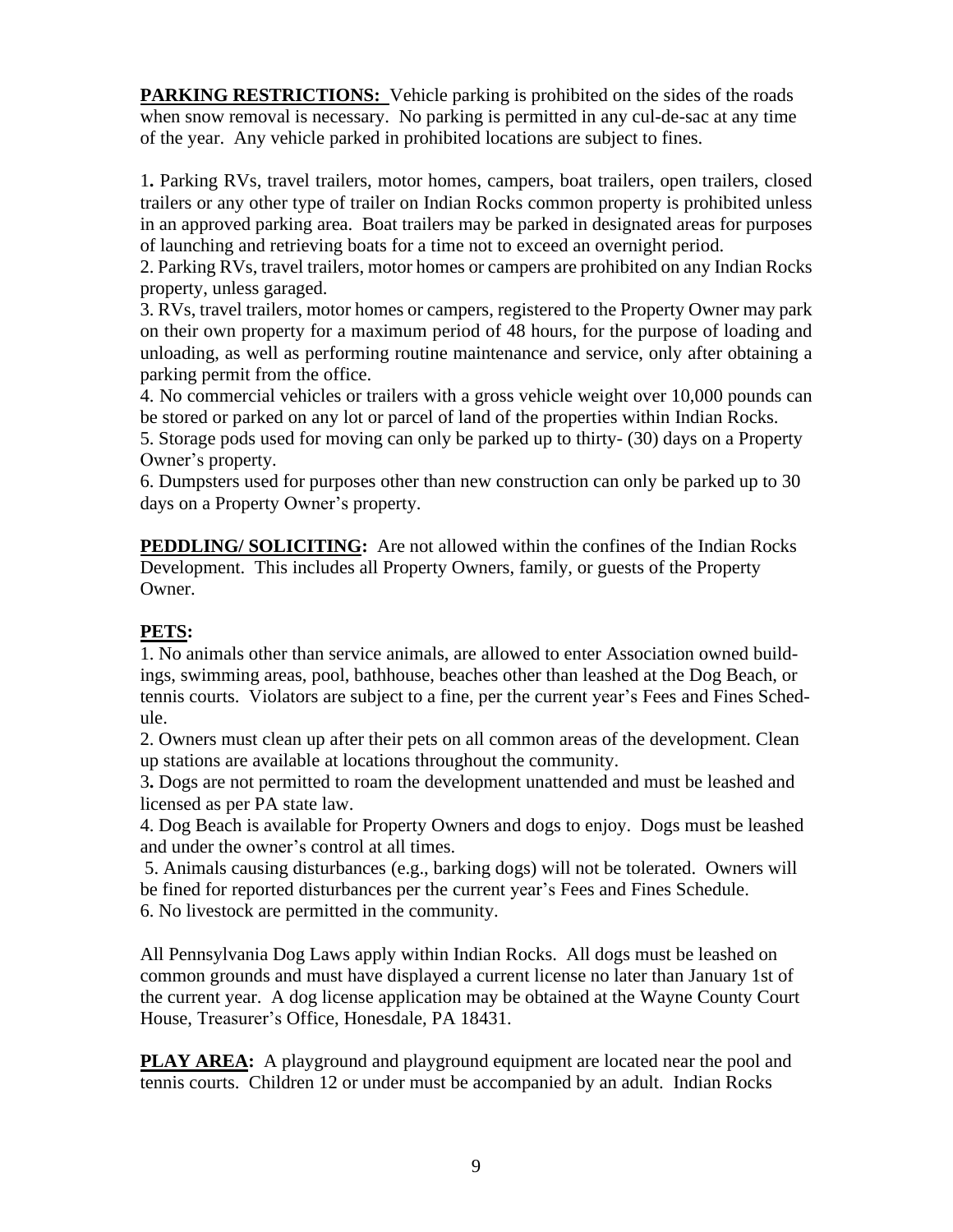**PARKING RESTRICTIONS:** Vehicle parking is prohibited on the sides of the roads when snow removal is necessary. No parking is permitted in any cul-de-sac at any time of the year. Any vehicle parked in prohibited locations are subject to fines.

1. Parking RVs, travel trailers, motor homes, campers, boat trailers, open trailers, closed trailers or any other type of trailer on Indian Rocks common property is prohibited unless in an approved parking area. Boat trailers may be parked in designated areas for purposes of launching and retrieving boats for a time not to exceed an overnight period.
2. Parking RVs, travel trailers, motor homes or campers are prohibited on any Indian Rocks property, unless garaged.
3. RVs, travel trailers, motor homes or campers, registered to the Property Owner may park on their own property for a maximum period of 48 hours, for the purpose of loading and unloading, as well as performing routine maintenance and service, only after obtaining a parking permit from the office.
4. No commercial vehicles or trailers with a gross vehicle weight over 10,000 pounds can be stored or parked on any lot or parcel of land of the properties within Indian Rocks.
5. Storage pods used for moving can only be parked up to thirty- (30) days on a Property Owner's property.
6. Dumpsters used for purposes other than new construction can only be parked up to 30 days on a Property Owner's property.

**PEDDLING/ SOLICITING:** Are not allowed within the confines of the Indian Rocks Development. This includes all Property Owners, family, or guests of the Property Owner.

**PETS:**

1. No animals other than service animals, are allowed to enter Association owned buildings, swimming areas, pool, bathhouse, beaches other than leashed at the Dog Beach, or tennis courts. Violators are subject to a fine, per the current year's Fees and Fines Schedule.
2. Owners must clean up after their pets on all common areas of the development. Clean up stations are available at locations throughout the community.
3. Dogs are not permitted to roam the development unattended and must be leashed and licensed as per PA state law.
4. Dog Beach is available for Property Owners and dogs to enjoy. Dogs must be leashed and under the owner's control at all times.
5. Animals causing disturbances (e.g., barking dogs) will not be tolerated. Owners will be fined for reported disturbances per the current year's Fees and Fines Schedule.
6. No livestock are permitted in the community.

All Pennsylvania Dog Laws apply within Indian Rocks. All dogs must be leashed on common grounds and must have displayed a current license no later than January 1st of the current year. A dog license application may be obtained at the Wayne County Court House, Treasurer's Office, Honesdale, PA 18431.

**PLAY AREA:** A playground and playground equipment are located near the pool and tennis courts. Children 12 or under must be accompanied by an adult. Indian Rocks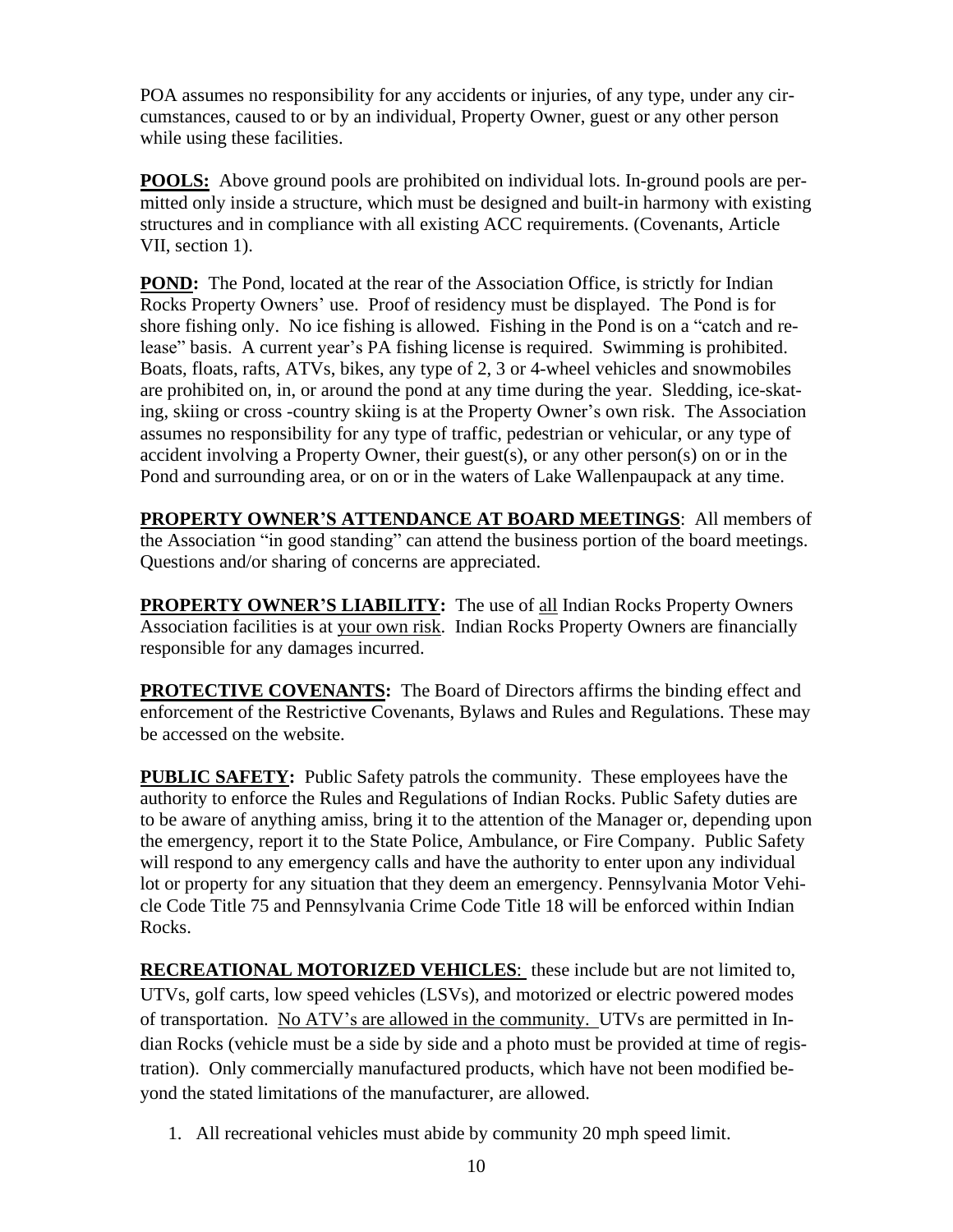POA assumes no responsibility for any accidents or injuries, of any type, under any circumstances, caused to or by an individual, Property Owner, guest or any other person while using these facilities.

**POOLS:** Above ground pools are prohibited on individual lots. In-ground pools are permitted only inside a structure, which must be designed and built-in harmony with existing structures and in compliance with all existing ACC requirements. (Covenants, Article VII, section 1).

**POND:** The Pond, located at the rear of the Association Office, is strictly for Indian Rocks Property Owners' use. Proof of residency must be displayed. The Pond is for shore fishing only. No ice fishing is allowed. Fishing in the Pond is on a "catch and release" basis. A current year's PA fishing license is required. Swimming is prohibited. Boats, floats, rafts, ATVs, bikes, any type of 2, 3 or 4-wheel vehicles and snowmobiles are prohibited on, in, or around the pond at any time during the year. Sledding, ice-skating, skiing or cross -country skiing is at the Property Owner's own risk. The Association assumes no responsibility for any type of traffic, pedestrian or vehicular, or any type of accident involving a Property Owner, their guest(s), or any other person(s) on or in the Pond and surrounding area, or on or in the waters of Lake Wallenpaupack at any time.

**PROPERTY OWNER'S ATTENDANCE AT BOARD MEETINGS**: All members of the Association "in good standing" can attend the business portion of the board meetings. Questions and/or sharing of concerns are appreciated.

**PROPERTY OWNER'S LIABILITY:** The use of <u>all</u> Indian Rocks Property Owners Association facilities is at <u>your own risk</u>. Indian Rocks Property Owners are financially responsible for any damages incurred.

**PROTECTIVE COVENANTS:** The Board of Directors affirms the binding effect and enforcement of the Restrictive Covenants, Bylaws and Rules and Regulations. These may be accessed on the website.

**PUBLIC SAFETY:** Public Safety patrols the community. These employees have the authority to enforce the Rules and Regulations of Indian Rocks. Public Safety duties are to be aware of anything amiss, bring it to the attention of the Manager or, depending upon the emergency, report it to the State Police, Ambulance, or Fire Company. Public Safety will respond to any emergency calls and have the authority to enter upon any individual lot or property for any situation that they deem an emergency. Pennsylvania Motor Vehicle Code Title 75 and Pennsylvania Crime Code Title 18 will be enforced within Indian Rocks.

**RECREATIONAL MOTORIZED VEHICLES**: these include but are not limited to, UTVs, golf carts, low speed vehicles (LSVs), and motorized or electric powered modes of transportation. <u>No ATV's are allowed in the community.</u> UTVs are permitted in Indian Rocks (vehicle must be a side by side and a photo must be provided at time of registration). Only commercially manufactured products, which have not been modified beyond the stated limitations of the manufacturer, are allowed.

1. All recreational vehicles must abide by community 20 mph speed limit.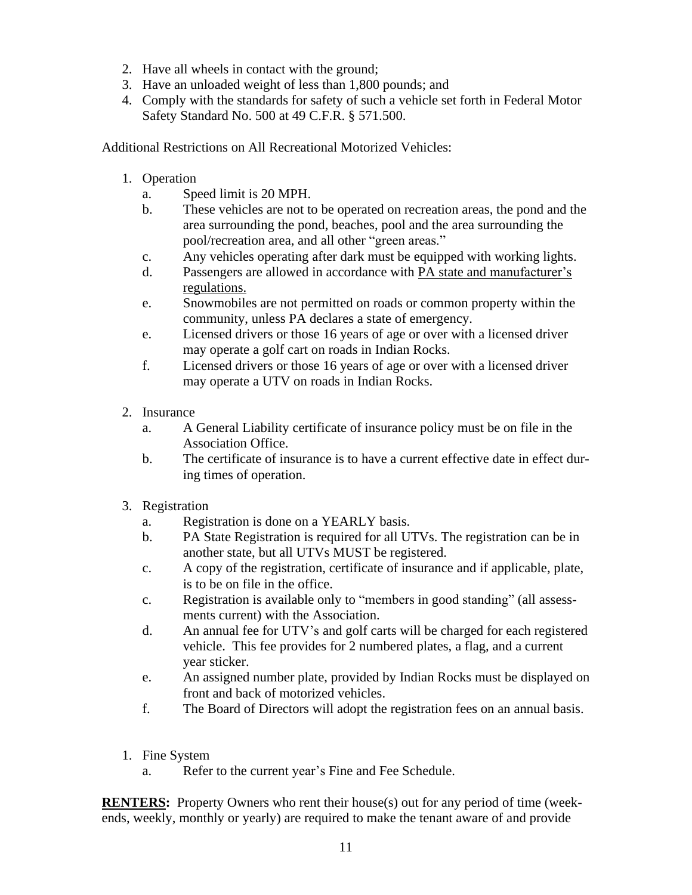2. Have all wheels in contact with the ground;
3. Have an unloaded weight of less than 1,800 pounds; and
4. Comply with the standards for safety of such a vehicle set forth in Federal Motor Safety Standard No. 500 at 49 C.F.R. § 571.500.

Additional Restrictions on All Recreational Motorized Vehicles:

1. Operation
   - a. Speed limit is 20 MPH.
   - b. These vehicles are not to be operated on recreation areas, the pond and the area surrounding the pond, beaches, pool and the area surrounding the pool/recreation area, and all other "green areas."
   - c. Any vehicles operating after dark must be equipped with working lights.
   - d. Passengers are allowed in accordance with <u>PA state and manufacturer's regulations.</u>
   - e. Snowmobiles are not permitted on roads or common property within the community, unless PA declares a state of emergency.
   - e. Licensed drivers or those 16 years of age or over with a licensed driver may operate a golf cart on roads in Indian Rocks.
   - f. Licensed drivers or those 16 years of age or over with a licensed driver may operate a UTV on roads in Indian Rocks.

2. Insurance
   - a. A General Liability certificate of insurance policy must be on file in the Association Office.
   - b. The certificate of insurance is to have a current effective date in effect during times of operation.

3. Registration
   - a. Registration is done on a YEARLY basis.
   - b. PA State Registration is required for all UTVs. The registration can be in another state, but all UTVs MUST be registered.
   - c. A copy of the registration, certificate of insurance and if applicable, plate, is to be on file in the office.
   - c. Registration is available only to "members in good standing" (all assessments current) with the Association.
   - d. An annual fee for UTV's and golf carts will be charged for each registered vehicle. This fee provides for 2 numbered plates, a flag, and a current year sticker.
   - e. An assigned number plate, provided by Indian Rocks must be displayed on front and back of motorized vehicles.
   - f. The Board of Directors will adopt the registration fees on an annual basis.

1. Fine System
   - a. Refer to the current year's Fine and Fee Schedule.

**<u>RENTERS</u>:** Property Owners who rent their house(s) out for any period of time (weekends, weekly, monthly or yearly) are required to make the tenant aware of and provide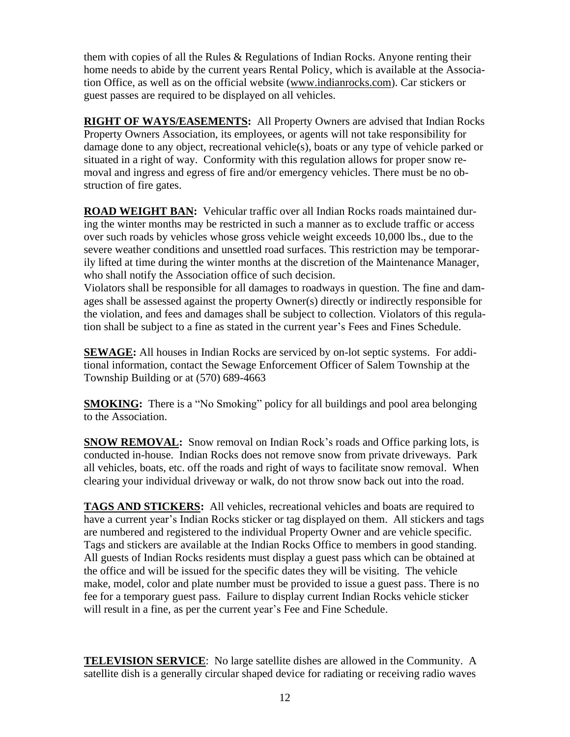them with copies of all the Rules & Regulations of Indian Rocks. Anyone renting their home needs to abide by the current years Rental Policy, which is available at the Association Office, as well as on the official website (www.indianrocks.com). Car stickers or guest passes are required to be displayed on all vehicles.

**RIGHT OF WAYS/EASEMENTS:** All Property Owners are advised that Indian Rocks Property Owners Association, its employees, or agents will not take responsibility for damage done to any object, recreational vehicle(s), boats or any type of vehicle parked or situated in a right of way. Conformity with this regulation allows for proper snow removal and ingress and egress of fire and/or emergency vehicles. There must be no obstruction of fire gates.

**ROAD WEIGHT BAN:** Vehicular traffic over all Indian Rocks roads maintained during the winter months may be restricted in such a manner as to exclude traffic or access over such roads by vehicles whose gross vehicle weight exceeds 10,000 lbs., due to the severe weather conditions and unsettled road surfaces. This restriction may be temporarily lifted at time during the winter months at the discretion of the Maintenance Manager, who shall notify the Association office of such decision.
Violators shall be responsible for all damages to roadways in question. The fine and damages shall be assessed against the property Owner(s) directly or indirectly responsible for the violation, and fees and damages shall be subject to collection. Violators of this regulation shall be subject to a fine as stated in the current year's Fees and Fines Schedule.

**SEWAGE:** All houses in Indian Rocks are serviced by on-lot septic systems. For additional information, contact the Sewage Enforcement Officer of Salem Township at the Township Building or at (570) 689-4663

**SMOKING:** There is a "No Smoking" policy for all buildings and pool area belonging to the Association.

**SNOW REMOVAL:** Snow removal on Indian Rock's roads and Office parking lots, is conducted in-house. Indian Rocks does not remove snow from private driveways. Park all vehicles, boats, etc. off the roads and right of ways to facilitate snow removal. When clearing your individual driveway or walk, do not throw snow back out into the road.

**TAGS AND STICKERS:** All vehicles, recreational vehicles and boats are required to have a current year's Indian Rocks sticker or tag displayed on them. All stickers and tags are numbered and registered to the individual Property Owner and are vehicle specific. Tags and stickers are available at the Indian Rocks Office to members in good standing. All guests of Indian Rocks residents must display a guest pass which can be obtained at the office and will be issued for the specific dates they will be visiting. The vehicle make, model, color and plate number must be provided to issue a guest pass. There is no fee for a temporary guest pass. Failure to display current Indian Rocks vehicle sticker will result in a fine, as per the current year's Fee and Fine Schedule.

**TELEVISION SERVICE**: No large satellite dishes are allowed in the Community. A satellite dish is a generally circular shaped device for radiating or receiving radio waves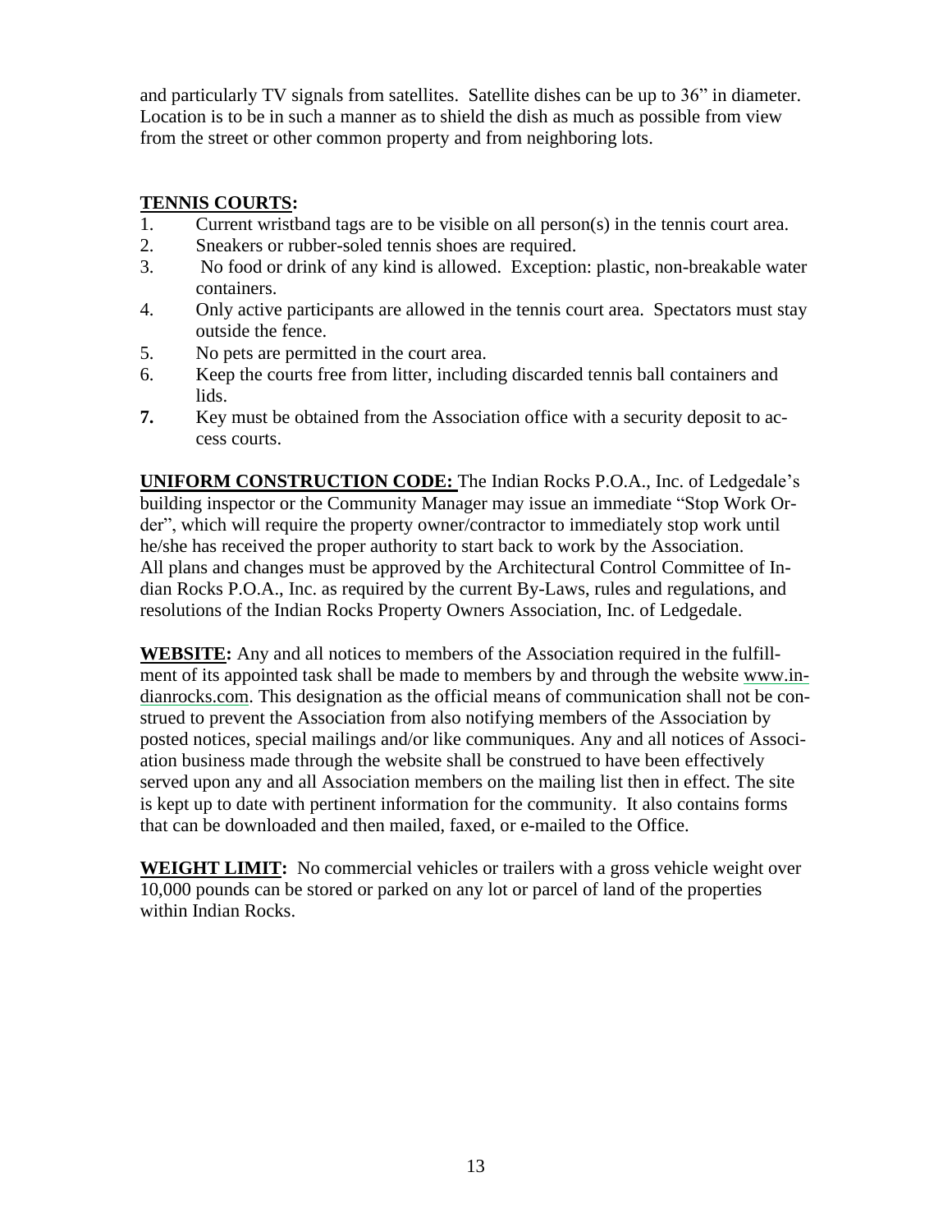and particularly TV signals from satellites. Satellite dishes can be up to 36" in diameter. Location is to be in such a manner as to shield the dish as much as possible from view from the street or other common property and from neighboring lots.

**TENNIS COURTS:**

1. Current wristband tags are to be visible on all person(s) in the tennis court area.
2. Sneakers or rubber-soled tennis shoes are required.
3. No food or drink of any kind is allowed. Exception: plastic, non-breakable water containers.
4. Only active participants are allowed in the tennis court area. Spectators must stay outside the fence.
5. No pets are permitted in the court area.
6. Keep the courts free from litter, including discarded tennis ball containers and lids.
7. Key must be obtained from the Association office with a security deposit to access courts.

**UNIFORM CONSTRUCTION CODE:** The Indian Rocks P.O.A., Inc. of Ledgedale's building inspector or the Community Manager may issue an immediate "Stop Work Order", which will require the property owner/contractor to immediately stop work until he/she has received the proper authority to start back to work by the Association. All plans and changes must be approved by the Architectural Control Committee of Indian Rocks P.O.A., Inc. as required by the current By-Laws, rules and regulations, and resolutions of the Indian Rocks Property Owners Association, Inc. of Ledgedale.

**WEBSITE:** Any and all notices to members of the Association required in the fulfillment of its appointed task shall be made to members by and through the website www.indianrocks.com. This designation as the official means of communication shall not be construed to prevent the Association from also notifying members of the Association by posted notices, special mailings and/or like communiques. Any and all notices of Association business made through the website shall be construed to have been effectively served upon any and all Association members on the mailing list then in effect. The site is kept up to date with pertinent information for the community. It also contains forms that can be downloaded and then mailed, faxed, or e-mailed to the Office.

**WEIGHT LIMIT:** No commercial vehicles or trailers with a gross vehicle weight over 10,000 pounds can be stored or parked on any lot or parcel of land of the properties within Indian Rocks.